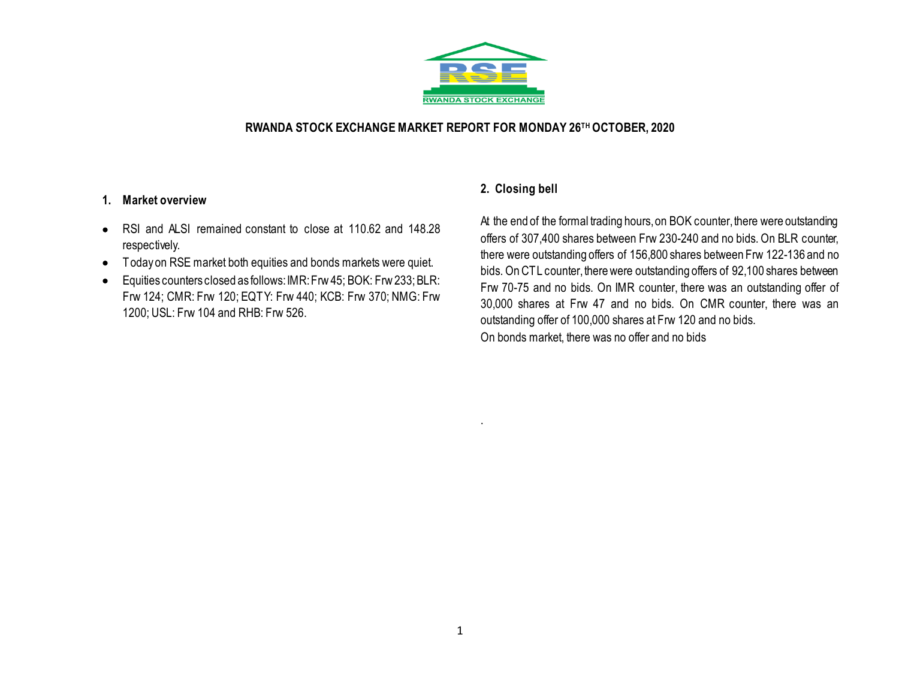RWANDA STOCK EXCHANGE

# RWANDA STOCK EXCHANGE MARKET REPORT FOR MONDAY 26TH OCTOBER, 2020

## 1. Market overview

- RSI and ALSI remained constant to close at 110.62 and 148.28 respectively.
- Today on RSE market both equities and bonds markets were quiet.
- Equities counters closed as follows: IMR: Frw 45; BOK: Frw 233; BLR: Frw 124; CMR: Frw 120; EQTY: Frw 440; KCB: Frw 370; NMG: Frw 1200; USL: Frw 104 and RHB: Frw 526.

## 2. Closing bell

At the end of the formal trading hours, on BOK counter, there were outstanding offers of 307,400 shares between Frw 230-240 and no bids. On BLR counter, there were outstanding offers of 156,800 shares between Frw 122-136 and no bids. On CTL counter, there were outstanding offers of 92,100 shares between Frw 70-75 and no bids. On IMR counter, there was an outstanding offer of 30,000 shares at Frw 47 and no bids. On CMR counter, there was an outstanding offer of 100,000 shares at Frw 120 and no bids.
On bonds market, there was no offer and no bids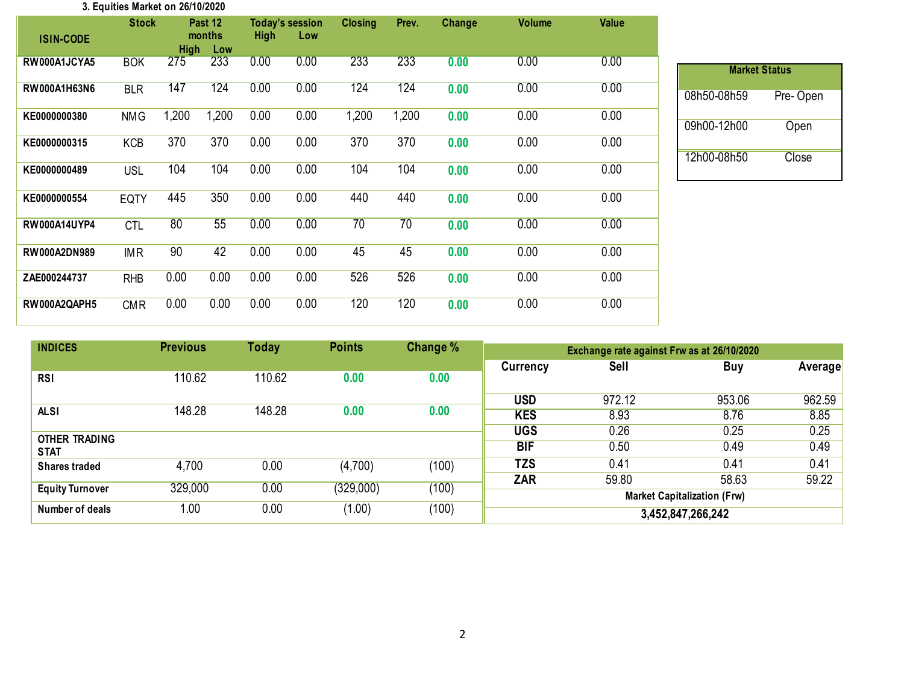### 3. Equities Market on 26/10/2020

| ISIN-CODE | Stock | Past 12 months High | Past 12 months Low | Today's session High | Today's session Low | Closing | Prev. | Change | Volume | Value |
|---|---|---|---|---|---|---|---|---|---|---|
| RW000A1JCYA5 | BOK | 275 | 233 | 0.00 | 0.00 | 233 | 233 | 0.00 | 0.00 | 0.00 |
| RW000A1H63N6 | BLR | 147 | 124 | 0.00 | 0.00 | 124 | 124 | 0.00 | 0.00 | 0.00 |
| KE0000000380 | NMG | 1,200 | 1,200 | 0.00 | 0.00 | 1,200 | 1,200 | 0.00 | 0.00 | 0.00 |
| KE0000000315 | KCB | 370 | 370 | 0.00 | 0.00 | 370 | 370 | 0.00 | 0.00 | 0.00 |
| KE0000000489 | USL | 104 | 104 | 0.00 | 0.00 | 104 | 104 | 0.00 | 0.00 | 0.00 |
| KE0000000554 | EQTY | 445 | 350 | 0.00 | 0.00 | 440 | 440 | 0.00 | 0.00 | 0.00 |
| RW000A14UYP4 | CTL | 80 | 55 | 0.00 | 0.00 | 70 | 70 | 0.00 | 0.00 | 0.00 |
| RW000A2DN989 | IMR | 90 | 42 | 0.00 | 0.00 | 45 | 45 | 0.00 | 0.00 | 0.00 |
| ZAE000244737 | RHB | 0.00 | 0.00 | 0.00 | 0.00 | 526 | 526 | 0.00 | 0.00 | 0.00 |
| RW000A2QAPH5 | CMR | 0.00 | 0.00 | 0.00 | 0.00 | 120 | 120 | 0.00 | 0.00 | 0.00 |

| Market Status | |
|---|---|
| 08h50-08h59 | Pre- Open |
| 09h00-12h00 | Open |
| 12h00-08h50 | Close |

| INDICES | Previous | Today | Points | Change % |
|---|---|---|---|---|
| RSI | 110.62 | 110.62 | 0.00 | 0.00 |
| ALSI | 148.28 | 148.28 | 0.00 | 0.00 |
| **OTHER TRADING STAT** | | | | |
| Shares traded | 4,700 | 0.00 | (4,700) | (100) |
| Equity Turnover | 329,000 | 0.00 | (329,000) | (100) |
| Number of deals | 1.00 | 0.00 | (1.00) | (100) |

| Exchange rate against Frw as at 26/10/2020 | | | |
|---|---|---|---|
| Currency | Sell | Buy | Average |
| USD | 972.12 | 953.06 | 962.59 |
| KES | 8.93 | 8.76 | 8.85 |
| UGS | 0.26 | 0.25 | 0.25 |
| BIF | 0.50 | 0.49 | 0.49 |
| TZS | 0.41 | 0.41 | 0.41 |
| ZAR | 59.80 | 58.63 | 59.22 |
| **Market Capitalization (Frw)** | | | |
| **3,452,847,266,242** | | | |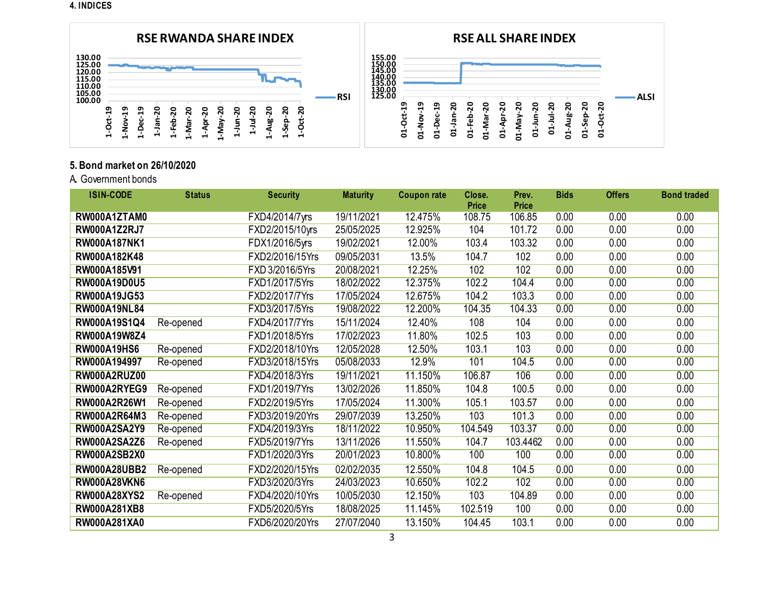## 4. INDICES

**RSE RWANDA SHARE INDEX**

**RSE ALL SHARE INDEX**

## 5. Bond market on 26/10/2020

A. Government bonds

| ISIN-CODE | Status | Security | Maturity | Coupon rate | Close. Price | Prev. Price | Bids | Offers | Bond traded |
|---|---|---|---|---|---|---|---|---|---|
| **RW000A1ZTAM0** | | FXD4/2014/7yrs | 19/11/2021 | 12.475% | 108.75 | 106.85 | 0.00 | 0.00 | 0.00 |
| **RW000A1Z2RJ7** | | FXD2/2015/10yrs | 25/05/2025 | 12.925% | 104 | 101.72 | 0.00 | 0.00 | 0.00 |
| **RW000A187NK1** | | FDX1/2016/5yrs | 19/02/2021 | 12.00% | 103.4 | 103.32 | 0.00 | 0.00 | 0.00 |
| **RW000A182K48** | | FXD2/2016/15Yrs | 09/05/2031 | 13.5% | 104.7 | 102 | 0.00 | 0.00 | 0.00 |
| **RW000A185V91** | | FXD 3/2016/5Yrs | 20/08/2021 | 12.25% | 102 | 102 | 0.00 | 0.00 | 0.00 |
| **RW000A19D0U5** | | FXD1/2017/5Yrs | 18/02/2022 | 12.375% | 102.2 | 104.4 | 0.00 | 0.00 | 0.00 |
| **RW000A19JG53** | | FXD2/2017/7Yrs | 17/05/2024 | 12.675% | 104.2 | 103.3 | 0.00 | 0.00 | 0.00 |
| **RW000A19NL84** | | FXD3/2017/5Yrs | 19/08/2022 | 12.200% | 104.35 | 104.33 | 0.00 | 0.00 | 0.00 |
| **RW000A19S1Q4** | Re-opened | FXD4/2017/7Yrs | 15/11/2024 | 12.40% | 108 | 104 | 0.00 | 0.00 | 0.00 |
| **RW000A19W8Z4** | | FXD1/2018/5Yrs | 17/02/2023 | 11.80% | 102.5 | 103 | 0.00 | 0.00 | 0.00 |
| **RW000A19HS6** | Re-opened | FXD2/2018/10Yrs | 12/05/2028 | 12.50% | 103.1 | 103 | 0.00 | 0.00 | 0.00 |
| **RW000A194997** | Re-opened | FXD3/2018/15Yrs | 05/08/2033 | 12.9% | 101 | 104.5 | 0.00 | 0.00 | 0.00 |
| **RW000A2RUZ00** | | FXD4/2018/3Yrs | 19/11/2021 | 11.150% | 106.87 | 106 | 0.00 | 0.00 | 0.00 |
| **RW000A2RYEG9** | Re-opened | FXD1/2019/7Yrs | 13/02/2026 | 11.850% | 104.8 | 100.5 | 0.00 | 0.00 | 0.00 |
| **RW000A2R26W1** | Re-opened | FXD2/2019/5Yrs | 17/05/2024 | 11.300% | 105.1 | 103.57 | 0.00 | 0.00 | 0.00 |
| **RW000A2R64M3** | Re-opened | FXD3/2019/20Yrs | 29/07/2039 | 13.250% | 103 | 101.3 | 0.00 | 0.00 | 0.00 |
| **RW000A2SA2Y9** | Re-opened | FXD4/2019/3Yrs | 18/11/2022 | 10.950% | 104.549 | 103.37 | 0.00 | 0.00 | 0.00 |
| **RW000A2SA2Z6** | Re-opened | FXD5/2019/7Yrs | 13/11/2026 | 11.550% | 104.7 | 103.4462 | 0.00 | 0.00 | 0.00 |
| **RW000A2SB2X0** | | FXD1/2020/3Yrs | 20/01/2023 | 10.800% | 100 | 100 | 0.00 | 0.00 | 0.00 |
| **RW000A28UBB2** | Re-opened | FXD2/2020/15Yrs | 02/02/2035 | 12.550% | 104.8 | 104.5 | 0.00 | 0.00 | 0.00 |
| **RW000A28VKN6** | | FXD3/2020/3Yrs | 24/03/2023 | 10.650% | 102.2 | 102 | 0.00 | 0.00 | 0.00 |
| **RW000A28XYS2** | Re-opened | FXD4/2020/10Yrs | 10/05/2030 | 12.150% | 103 | 104.89 | 0.00 | 0.00 | 0.00 |
| **RW000A281XB8** | | FXD5/2020/5Yrs | 18/08/2025 | 11.145% | 102.519 | 100 | 0.00 | 0.00 | 0.00 |
| **RW000A281XA0** | | FXD6/2020/20Yrs | 27/07/2040 | 13.150% | 104.45 | 103.1 | 0.00 | 0.00 | 0.00 |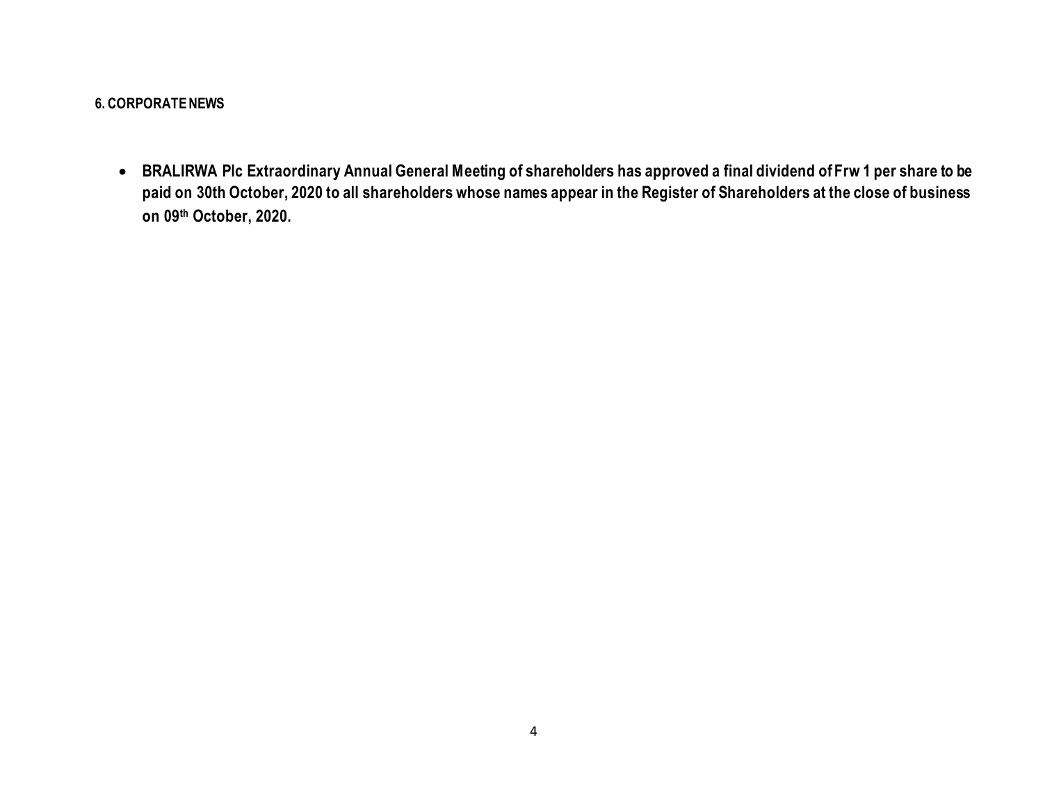#### 6. CORPORATE NEWS

- **BRALIRWA Plc Extraordinary Annual General Meeting of shareholders has approved a final dividend of Frw 1 per share to be paid on 30th October, 2020 to all shareholders whose names appear in the Register of Shareholders at the close of business on 09th October, 2020.**